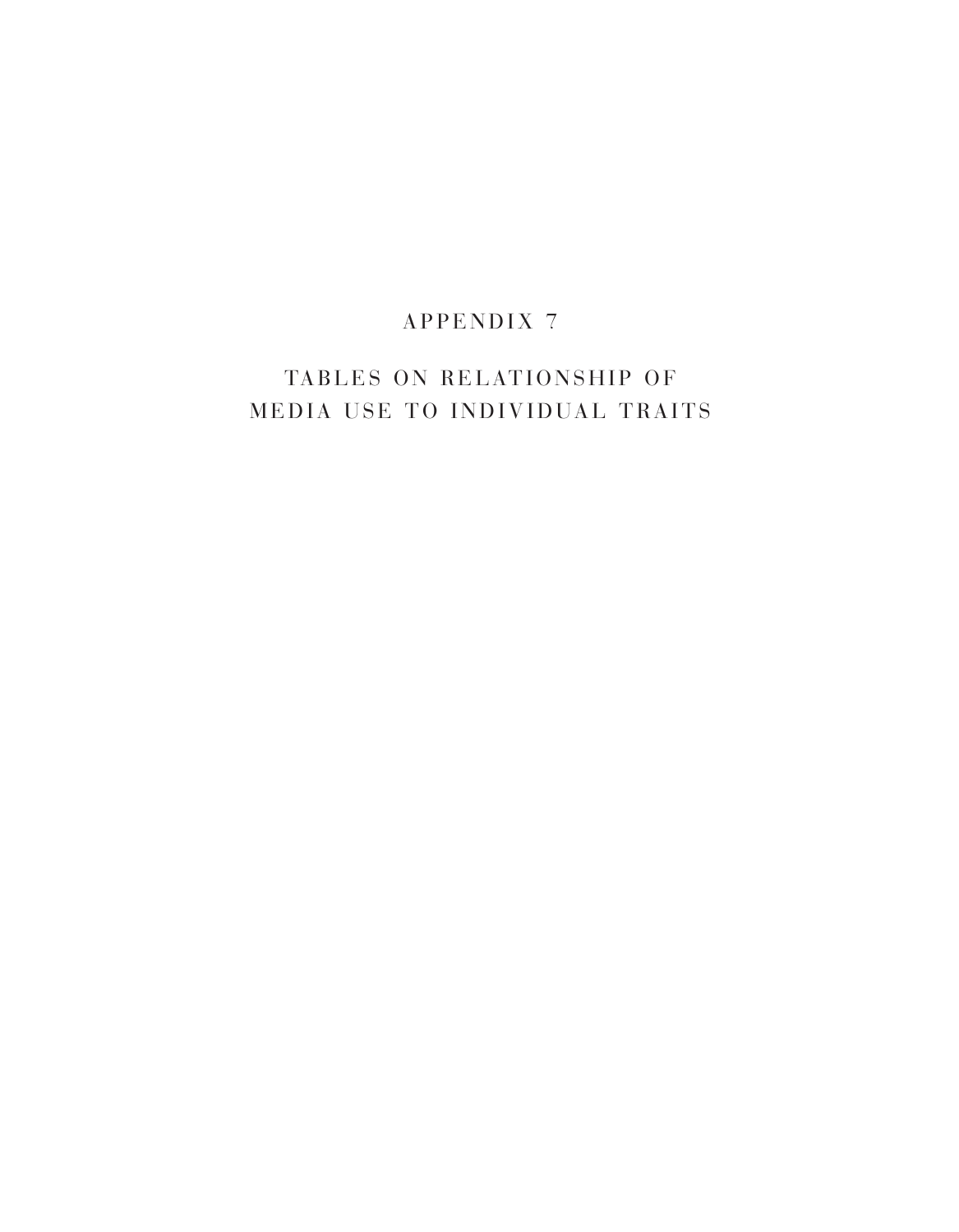# APPENDIX 7

## TABLES ON RELATIONSHIP OF MEDIA USE TO INDIVIDUAL TRAITS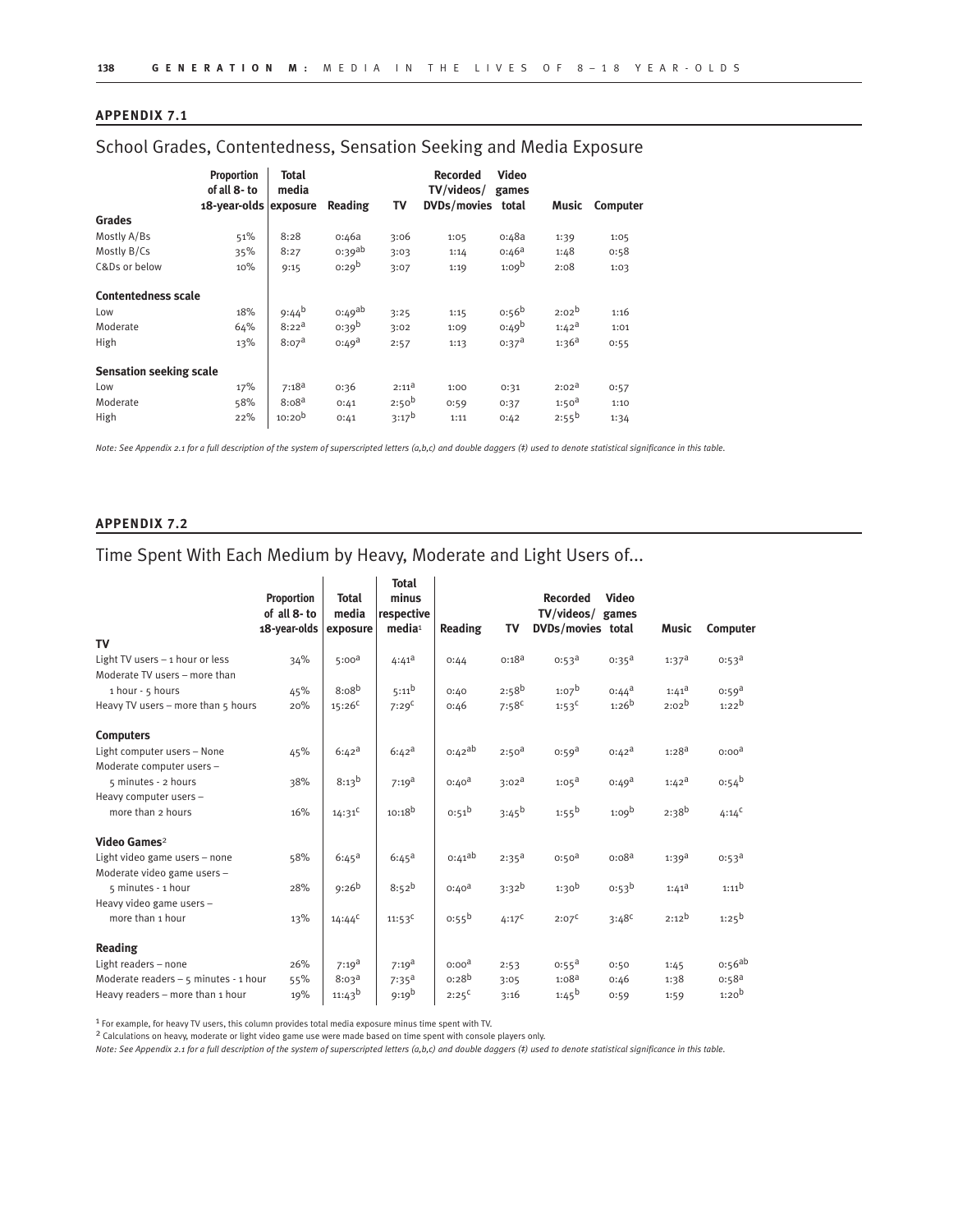## APPENDIX 7.1

# School Grades, Contentedness, Sensation Seeking and Media Exposure

| | Proportion of all 8- to 18-year-olds | Total media exposure | Reading | TV | Recorded TV/videos/ DVDs/movies | Video games total | Music | Computer |
|---|---|---|---|---|---|---|---|---|
| **Grades** | | | | | | | | |
| Mostly A/Bs | 51% | 8:28 | 0:46a | 3:06 | 1:05 | 0:48a | 1:39 | 1:05 |
| Mostly B/Cs | 35% | 8:27 | 0:39[ab] | 3:03 | 1:14 | 0:46[a] | 1:48 | 0:58 |
| C&Ds or below | 10% | 9:15 | 0:29[b] | 3:07 | 1:19 | 1:09[b] | 2:08 | 1:03 |
| **Contentedness scale** | | | | | | | | |
| Low | 18% | 9:44[b] | 0:49[ab] | 3:25 | 1:15 | 0:56[b] | 2:02[b] | 1:16 |
| Moderate | 64% | 8:22[a] | 0:39[b] | 3:02 | 1:09 | 0:49[b] | 1:42[a] | 1:01 |
| High | 13% | 8:07[a] | 0:49[a] | 2:57 | 1:13 | 0:37[a] | 1:36[a] | 0:55 |
| **Sensation seeking scale** | | | | | | | | |
| Low | 17% | 7:18[a] | 0:36 | 2:11[a] | 1:00 | 0:31 | 2:02[a] | 0:57 |
| Moderate | 58% | 8:08[a] | 0:41 | 2:50[b] | 0:59 | 0:37 | 1:50[a] | 1:10 |
| High | 22% | 10:20[b] | 0:41 | 3:17[b] | 1:11 | 0:42 | 2:55[b] | 1:34 |

*Note: See Appendix 2.1 for a full description of the system of superscripted letters (a,b,c) and double daggers (‡) used to denote statistical significance in this table.*

## APPENDIX 7.2

# Time Spent With Each Medium by Heavy, Moderate and Light Users of...

| | Proportion of all 8- to 18-year-olds | Total media exposure | Total minus respective media[1] | Reading | TV | Recorded TV/videos/ DVDs/movies | Video games total | Music | Computer |
|---|---|---|---|---|---|---|---|---|---|
| **TV** | | | | | | | | | |
| Light TV users – 1 hour or less | 34% | 5:00[a] | 4:41[a] | 0:44 | 0:18[a] | 0:53[a] | 0:35[a] | 1:37[a] | 0:53[a] |
| Moderate TV users – more than 1 hour - 5 hours | 45% | 8:08[b] | 5:11[b] | 0:40 | 2:58[b] | 1:07[b] | 0:44[a] | 1:41[a] | 0:59[a] |
| Heavy TV users – more than 5 hours | 20% | 15:26[c] | 7:29[c] | 0:46 | 7:58[c] | 1:53[c] | 1:26[b] | 2:02[b] | 1:22[b] |
| **Computers** | | | | | | | | | |
| Light computer users – None | 45% | 6:42[a] | 6:42[a] | 0:42[ab] | 2:50[a] | 0:59[a] | 0:42[a] | 1:28[a] | 0:00[a] |
| Moderate computer users – 5 minutes - 2 hours | 38% | 8:13[b] | 7:19[a] | 0:40[a] | 3:02[a] | 1:05[a] | 0:49[a] | 1:42[a] | 0:54[b] |
| Heavy computer users – more than 2 hours | 16% | 14:31[c] | 10:18[b] | 0:51[b] | 3:45[b] | 1:55[b] | 1:09[b] | 2:38[b] | 4:14[c] |
| **Video Games**[2] | | | | | | | | | |
| Light video game users – none | 58% | 6:45[a] | 6:45[a] | 0:41[ab] | 2:35[a] | 0:50[a] | 0:08[a] | 1:39[a] | 0:53[a] |
| Moderate video game users – 5 minutes - 1 hour | 28% | 9:26[b] | 8:52[b] | 0:40[a] | 3:32[b] | 1:30[b] | 0:53[b] | 1:41[a] | 1:11[b] |
| Heavy video game users – more than 1 hour | 13% | 14:44[c] | 11:53[c] | 0:55[b] | 4:17[c] | 2:07[c] | 3:48[c] | 2:12[b] | 1:25[b] |
| **Reading** | | | | | | | | | |
| Light readers – none | 26% | 7:19[a] | 7:19[a] | 0:00[a] | 2:53 | 0:55[a] | 0:50 | 1:45 | 0:56[ab] |
| Moderate readers – 5 minutes - 1 hour | 55% | 8:03[a] | 7:35[a] | 0:28[b] | 3:05 | 1:08[a] | 0:46 | 1:38 | 0:58[a] |
| Heavy readers – more than 1 hour | 19% | 11:43[b] | 9:19[b] | 2:25[c] | 3:16 | 1:45[b] | 0:59 | 1:59 | 1:20[b] |

[1] For example, for heavy TV users, this column provides total media exposure minus time spent with TV.

[2] Calculations on heavy, moderate or light video game use were made based on time spent with console players only.

*Note: See Appendix 2.1 for a full description of the system of superscripted letters (a,b,c) and double daggers (‡) used to denote statistical significance in this table.*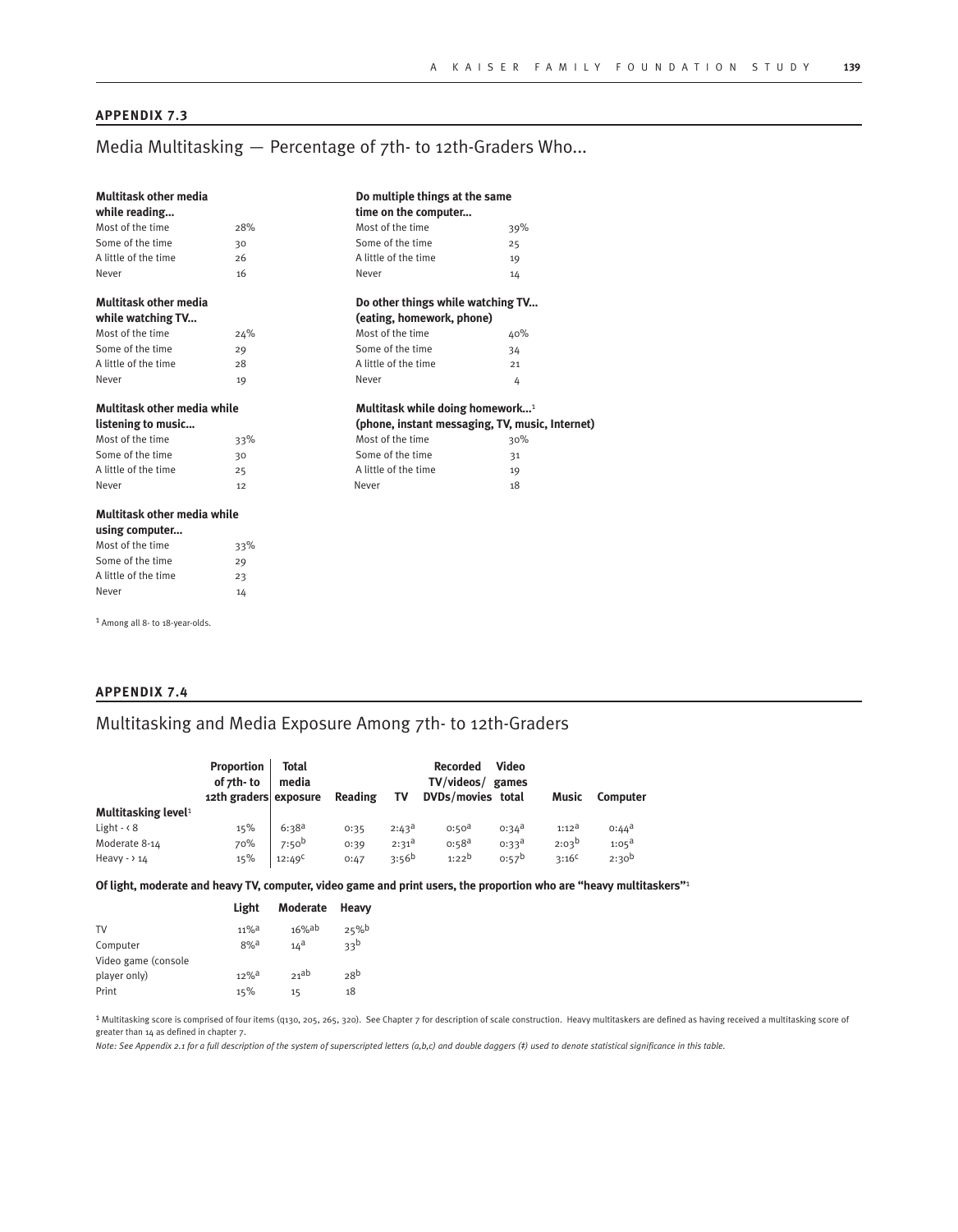## APPENDIX 7.3

# Media Multitasking — Percentage of 7th- to 12th-Graders Who...

**Multitask other media while reading...**

| | |
|---|---|
| Most of the time | 28% |
| Some of the time | 30 |
| A little of the time | 26 |
| Never | 16 |

**Multitask other media while watching TV...**

| | |
|---|---|
| Most of the time | 24% |
| Some of the time | 29 |
| A little of the time | 28 |
| Never | 19 |

**Multitask other media while listening to music...**

| | |
|---|---|
| Most of the time | 33% |
| Some of the time | 30 |
| A little of the time | 25 |
| Never | 12 |

**Multitask other media while using computer...**

| | |
|---|---|
| Most of the time | 33% |
| Some of the time | 29 |
| A little of the time | 23 |
| Never | 14 |

**Do multiple things at the same time on the computer...**

| | |
|---|---|
| Most of the time | 39% |
| Some of the time | 25 |
| A little of the time | 19 |
| Never | 14 |

**Do other things while watching TV... (eating, homework, phone)**

| | |
|---|---|
| Most of the time | 40% |
| Some of the time | 34 |
| A little of the time | 21 |
| Never | 4 |

**Multitask while doing homework...[1] (phone, instant messaging, TV, music, Internet)**

| | |
|---|---|
| Most of the time | 30% |
| Some of the time | 31 |
| A little of the time | 19 |
| Never | 18 |

[1] Among all 8- to 18-year-olds.

## APPENDIX 7.4

# Multitasking and Media Exposure Among 7th- to 12th-Graders

| | Proportion of 7th- to 12th graders | Total media exposure | Reading | TV | Recorded TV/videos/ DVDs/movies | Video games total | Music | Computer |
|---|---|---|---|---|---|---|---|---|
| **Multitasking level**[1] | | | | | | | | |
| Light - < 8 | 15% | 6:38[a] | 0:35 | 2:43[a] | 0:50[a] | 0:34[a] | 1:12[a] | 0:44[a] |
| Moderate 8-14 | 70% | 7:50[b] | 0:39 | 2:31[a] | 0:58[a] | 0:33[a] | 2:03[b] | 1:05[a] |
| Heavy - > 14 | 15% | 12:49[c] | 0:47 | 3:56[b] | 1:22[b] | 0:57[b] | 3:16[c] | 2:30[b] |

**Of light, moderate and heavy TV, computer, video game and print users, the proportion who are "heavy multitaskers"**[1]

| | Light | Moderate | Heavy |
|---|---|---|---|
| TV | 11%[a] | 16%[ab] | 25%[b] |
| Computer | 8%[a] | 14[a] | 33[b] |
| Video game (console player only) | 12%[a] | 21[ab] | 28[b] |
| Print | 15% | 15 | 18 |

[1] Multitasking score is comprised of four items (q130, 205, 265, 320). See Chapter 7 for description of scale construction. Heavy multitaskers are defined as having received a multitasking score of greater than 14 as defined in chapter 7.

*Note: See Appendix 2.1 for a full description of the system of superscripted letters (a,b,c) and double daggers (‡) used to denote statistical significance in this table.*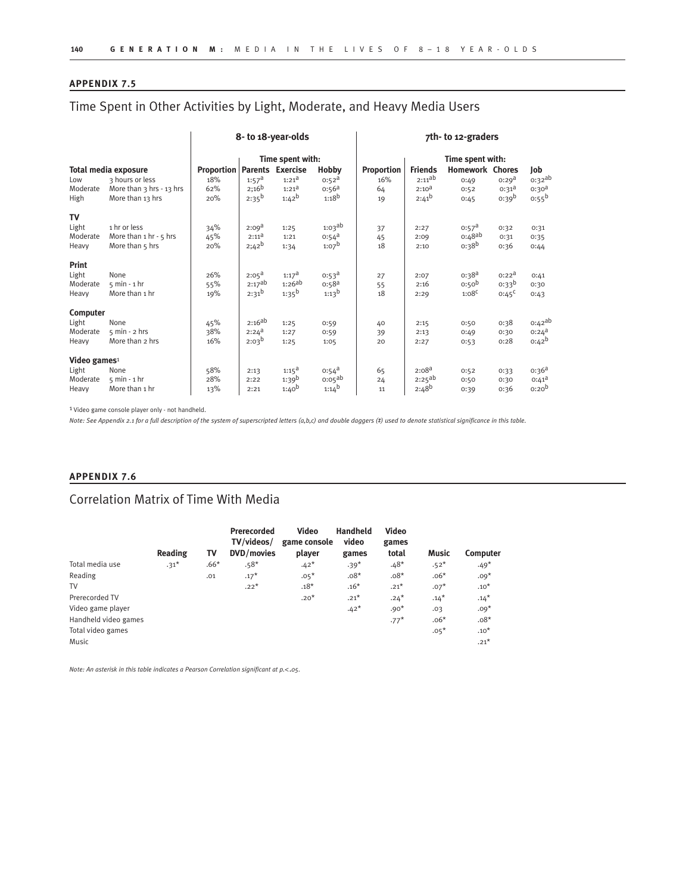## APPENDIX 7.5

# Time Spent in Other Activities by Light, Moderate, and Heavy Media Users

| | | 8- to 18-year-olds | | | | 7th- to 12-graders | | | | |
|---|---|---|---|---|---|---|---|---|---|---|
| | | | Time spent with: | | | | Time spent with: | | | |
| **Total media exposure** | | **Proportion** | **Parents** | **Exercise** | **Hobby** | **Proportion** | **Friends** | **Homework** | **Chores** | **Job** |
| Low | 3 hours or less | 18% | 1:57[a] | 1:21[a] | 0:52[a] | 16% | 2:11[ab] | 0:49 | 0:29[a] | 0:32[ab] |
| Moderate | More than 3 hrs - 13 hrs | 62% | 2;16[b] | 1:21[a] | 0:56[a] | 64 | 2:10[a] | 0:52 | 0:31[a] | 0:30[a] |
| High | More than 13 hrs | 20% | 2;35[b] | 1:42[b] | 1:18[b] | 19 | 2:41[b] | 0:45 | 0:39[b] | 0:55[b] |
| **TV** | | | | | | | | | | |
| Light | 1 hr or less | 34% | 2:09[a] | 1:25 | 1:03[ab] | 37 | 2:27 | 0:57[a] | 0:32 | 0:31 |
| Moderate | More than 1 hr - 5 hrs | 45% | 2:11[a] | 1:21 | 0:54[a] | 45 | 2:09 | 0:48[ab] | 0:31 | 0:35 |
| Heavy | More than 5 hrs | 20% | 2;42[b] | 1:34 | 1:07[b] | 18 | 2:10 | 0:38[b] | 0:36 | 0:44 |
| **Print** | | | | | | | | | | |
| Light | None | 26% | 2:05[a] | 1:17[a] | 0:53[a] | 27 | 2:07 | 0:38[a] | 0:22[a] | 0:41 |
| Moderate | 5 min - 1 hr | 55% | 2:17[ab] | 1:26[ab] | 0:58[a] | 55 | 2:16 | 0:50[b] | 0:33[b] | 0:30 |
| Heavy | More than 1 hr | 19% | 2:31[b] | 1:35[b] | 1:13[b] | 18 | 2:29 | 1:08[c] | 0:45[c] | 0:43 |
| **Computer** | | | | | | | | | | |
| Light | None | 45% | 2:16[ab] | 1:25 | 0:59 | 40 | 2:15 | 0:50 | 0:38 | 0:42[ab] |
| Moderate | 5 min - 2 hrs | 38% | 2:24[a] | 1:27 | 0:59 | 39 | 2:13 | 0:49 | 0:30 | 0:24[a] |
| Heavy | More than 2 hrs | 16% | 2:03[b] | 1:25 | 1:05 | 20 | 2:27 | 0:53 | 0:28 | 0:42[b] |
| **Video games**[1] | | | | | | | | | | |
| Light | None | 58% | 2:13 | 1:15[a] | 0:54[a] | 65 | 2:08[a] | 0:52 | 0:33 | 0:36[a] |
| Moderate | 5 min - 1 hr | 28% | 2:22 | 1:39[b] | 0:05[ab] | 24 | 2:25[ab] | 0:50 | 0:30 | 0:41[a] |
| Heavy | More than 1 hr | 13% | 2:21 | 1:40[b] | 1:14[b] | 11 | 2:48[b] | 0:39 | 0:36 | 0:20[b] |

[1] Video game console player only - not handheld.

*Note: See Appendix 2.1 for a full description of the system of superscripted letters (a,b,c) and double daggers (‡) used to denote statistical significance in this table.*

## APPENDIX 7.6

# Correlation Matrix of Time With Media

| | Reading | TV | Prerecorded TV/videos/ DVD/movies | Video game console player | Handheld video games | Video games total | Music | Computer |
|---|---|---|---|---|---|---|---|---|
| Total media use | .31* | .66* | .58* | .42* | .39* | .48* | .52* | .49* |
| Reading | | .01 | .17* | .05* | .08* | .08* | .06* | .09* |
| TV | | | .22* | .18* | .16* | .21* | .07* | .10* |
| Prerecorded TV | | | | .20* | .21* | .24* | .14* | .14* |
| Video game player | | | | | .42* | .90* | .03 | .09* |
| Handheld video games | | | | | | .77* | .06* | .08* |
| Total video games | | | | | | | .05* | .10* |
| Music | | | | | | | | .21* |

*Note: An asterisk in this table indicates a Pearson Correlation significant at p.<.05.*